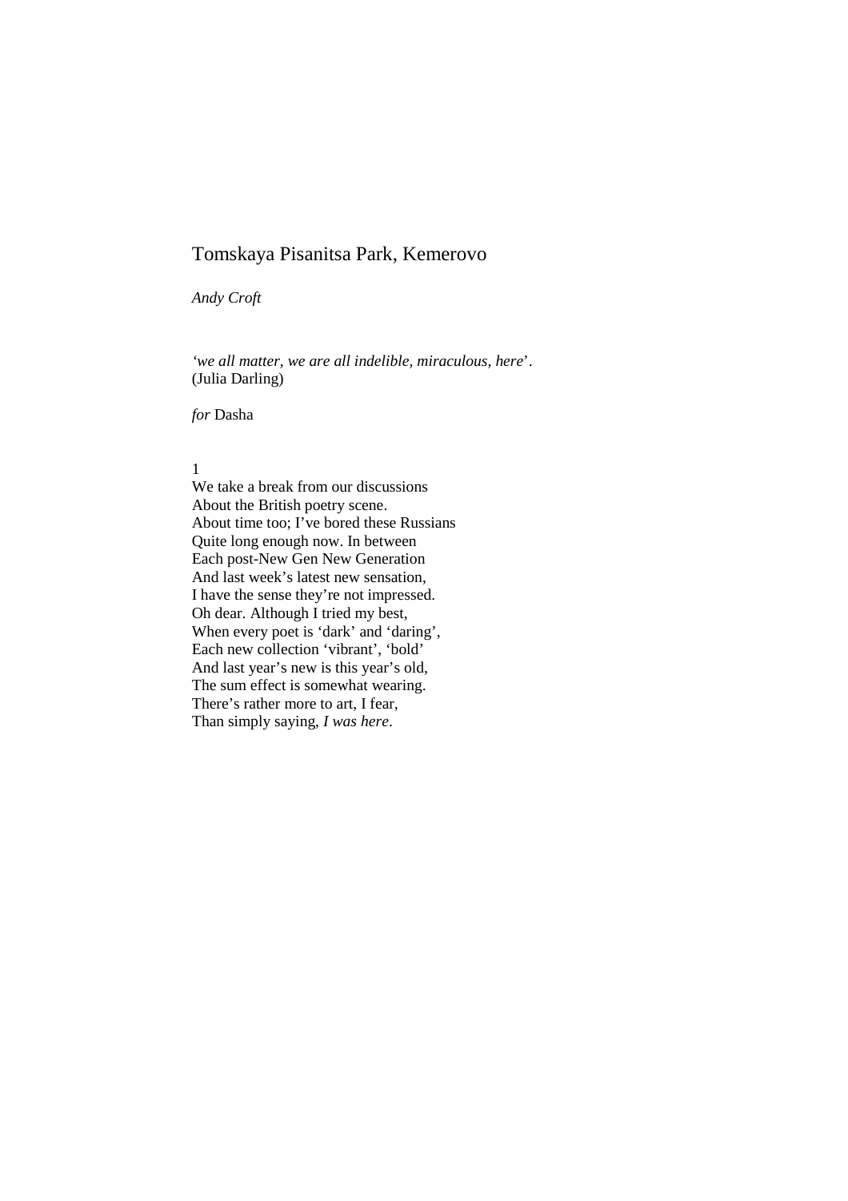# Tomskaya Pisanitsa Park, Kemerovo

*Andy Croft*

‘*we all matter, we are all indelible, miraculous, here*’.
(Julia Darling)

*for* Dasha

1

We take a break from our discussions
About the British poetry scene.
About time too; I’ve bored these Russians
Quite long enough now. In between
Each post-New Gen New Generation
And last week’s latest new sensation,
I have the sense they’re not impressed.
Oh dear. Although I tried my best,
When every poet is ‘dark’ and ‘daring’,
Each new collection ‘vibrant’, ‘bold’
And last year’s new is this year’s old,
The sum effect is somewhat wearing.
There’s rather more to art, I fear,
Than simply saying, *I was here*.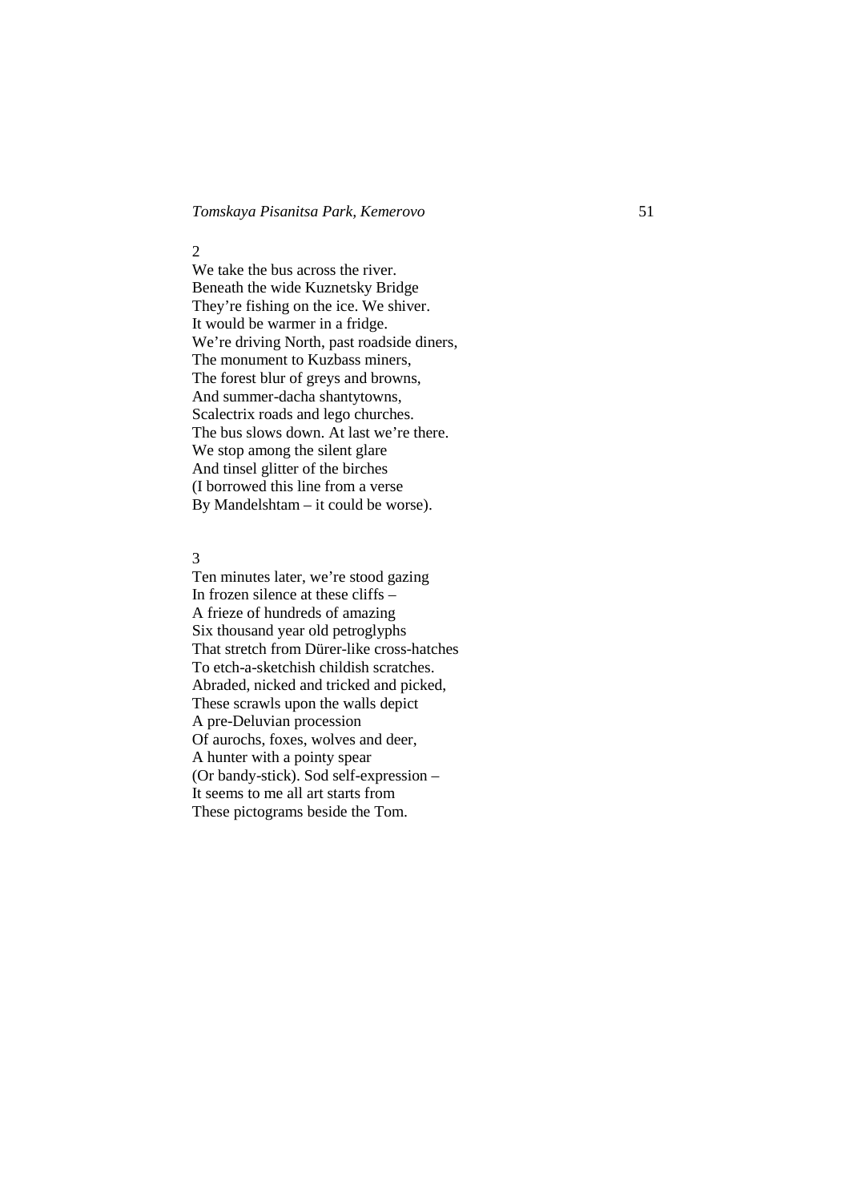2

We take the bus across the river.  
Beneath the wide Kuznetsky Bridge  
They're fishing on the ice. We shiver.  
It would be warmer in a fridge.  
We're driving North, past roadside diners,  
The monument to Kuzbass miners,  
The forest blur of greys and browns,  
And summer-dacha shantytowns,  
Scalectrix roads and lego churches.  
The bus slows down. At last we're there.  
We stop among the silent glare  
And tinsel glitter of the birches  
(I borrowed this line from a verse  
By Mandelshtam – it could be worse).

3

Ten minutes later, we're stood gazing  
In frozen silence at these cliffs –  
A frieze of hundreds of amazing  
Six thousand year old petroglyphs  
That stretch from Dürer-like cross-hatches  
To etch-a-sketchish childish scratches.  
Abraded, nicked and tricked and picked,  
These scrawls upon the walls depict  
A pre-Deluvian procession  
Of aurochs, foxes, wolves and deer,  
A hunter with a pointy spear  
(Or bandy-stick). Sod self-expression –  
It seems to me all art starts from  
These pictograms beside the Tom.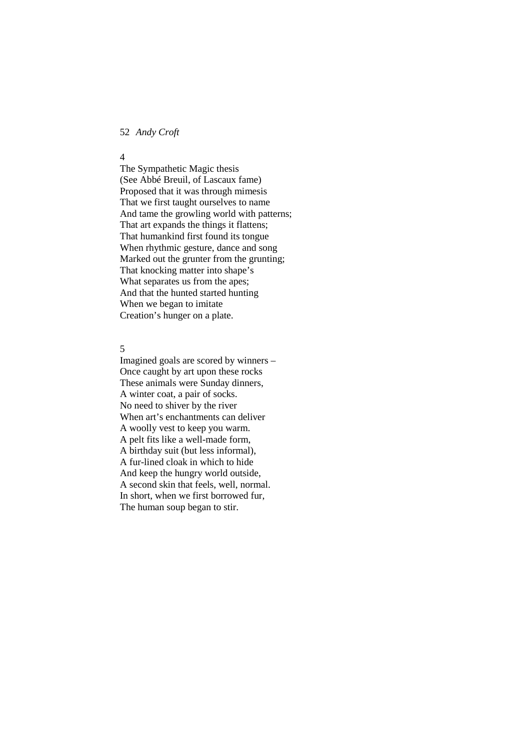4

The Sympathetic Magic thesis
(See Abbé Breuil, of Lascaux fame)
Proposed that it was through mimesis
That we first taught ourselves to name
And tame the growling world with patterns;
That art expands the things it flattens;
That humankind first found its tongue
When rhythmic gesture, dance and song
Marked out the grunter from the grunting;
That knocking matter into shape's
What separates us from the apes;
And that the hunted started hunting
When we began to imitate
Creation's hunger on a plate.

5

Imagined goals are scored by winners –
Once caught by art upon these rocks
These animals were Sunday dinners,
A winter coat, a pair of socks.
No need to shiver by the river
When art's enchantments can deliver
A woolly vest to keep you warm.
A pelt fits like a well-made form,
A birthday suit (but less informal),
A fur-lined cloak in which to hide
And keep the hungry world outside,
A second skin that feels, well, normal.
In short, when we first borrowed fur,
The human soup began to stir.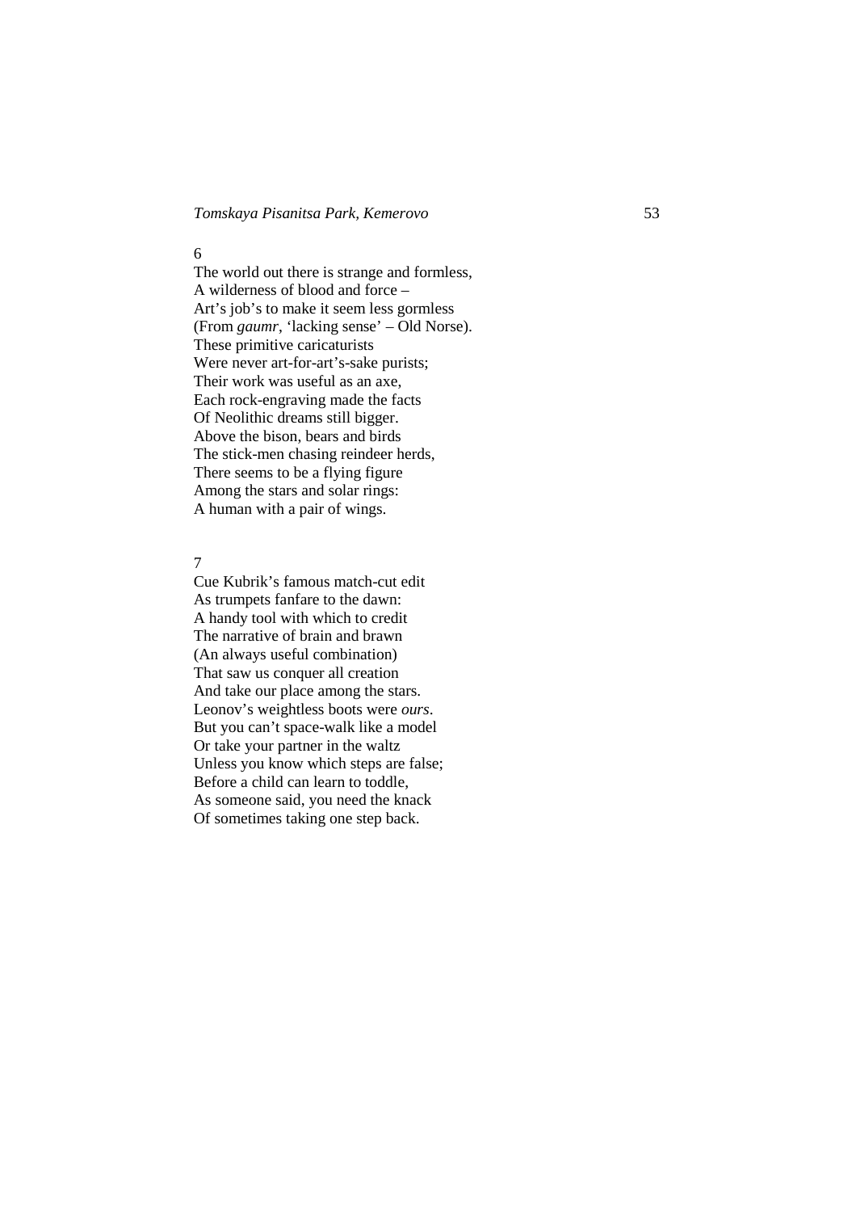6

The world out there is strange and formless,  
A wilderness of blood and force –  
Art's job's to make it seem less gormless  
(From *gaumr*, 'lacking sense' – Old Norse).  
These primitive caricaturists  
Were never art-for-art's-sake purists;  
Their work was useful as an axe,  
Each rock-engraving made the facts  
Of Neolithic dreams still bigger.  
Above the bison, bears and birds  
The stick-men chasing reindeer herds,  
There seems to be a flying figure  
Among the stars and solar rings:  
A human with a pair of wings.

7

Cue Kubrik's famous match-cut edit  
As trumpets fanfare to the dawn:  
A handy tool with which to credit  
The narrative of brain and brawn  
(An always useful combination)  
That saw us conquer all creation  
And take our place among the stars.  
Leonov's weightless boots were *ours*.  
But you can't space-walk like a model  
Or take your partner in the waltz  
Unless you know which steps are false;  
Before a child can learn to toddle,  
As someone said, you need the knack  
Of sometimes taking one step back.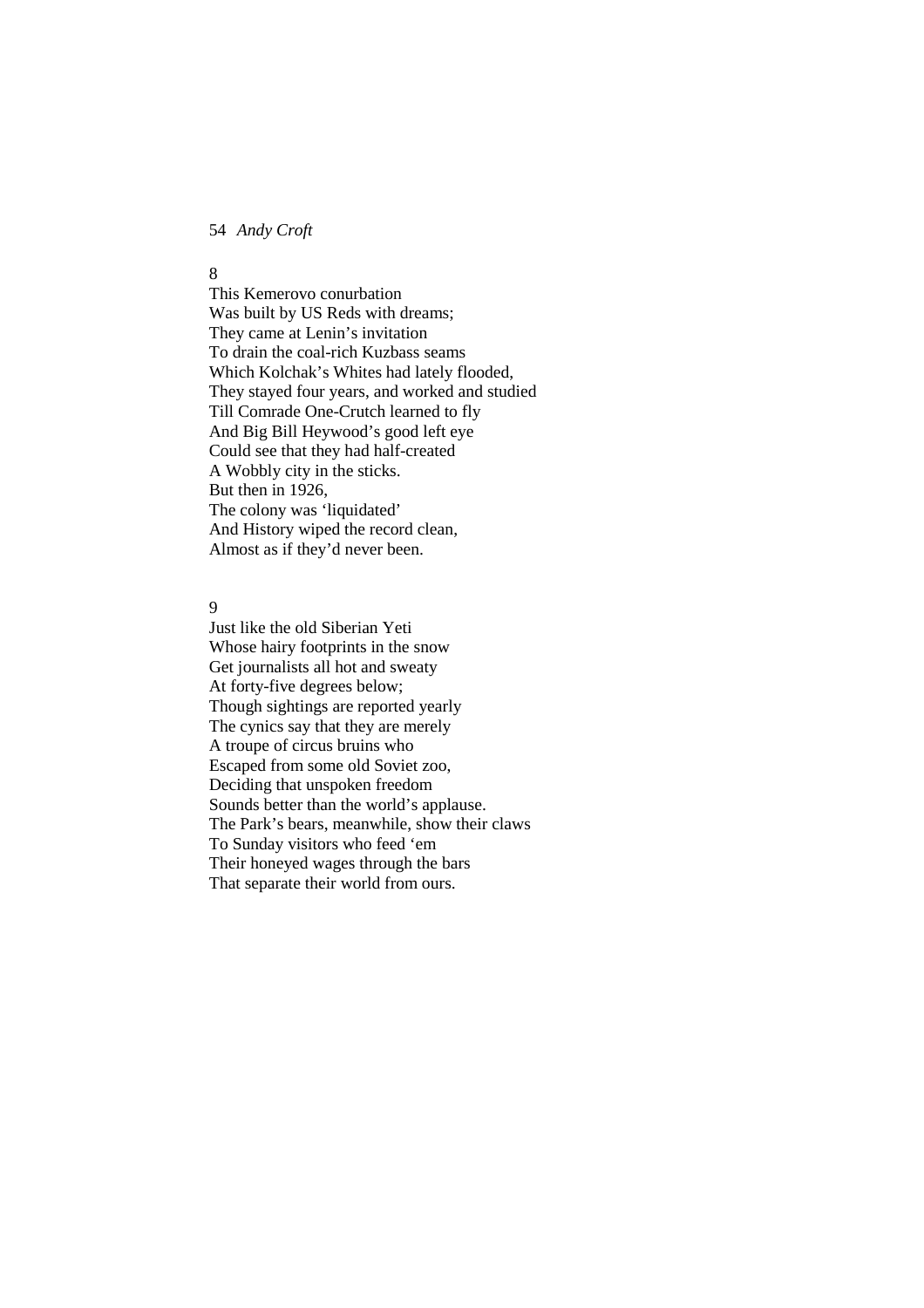8

This Kemerovo conurbation  
Was built by US Reds with dreams;  
They came at Lenin's invitation  
To drain the coal-rich Kuzbass seams  
Which Kolchak's Whites had lately flooded,  
They stayed four years, and worked and studied  
Till Comrade One-Crutch learned to fly  
And Big Bill Heywood's good left eye  
Could see that they had half-created  
A Wobbly city in the sticks.  
But then in 1926,  
The colony was 'liquidated'  
And History wiped the record clean,  
Almost as if they'd never been.

9

Just like the old Siberian Yeti  
Whose hairy footprints in the snow  
Get journalists all hot and sweaty  
At forty-five degrees below;  
Though sightings are reported yearly  
The cynics say that they are merely  
A troupe of circus bruins who  
Escaped from some old Soviet zoo,  
Deciding that unspoken freedom  
Sounds better than the world's applause.  
The Park's bears, meanwhile, show their claws  
To Sunday visitors who feed 'em  
Their honeyed wages through the bars  
That separate their world from ours.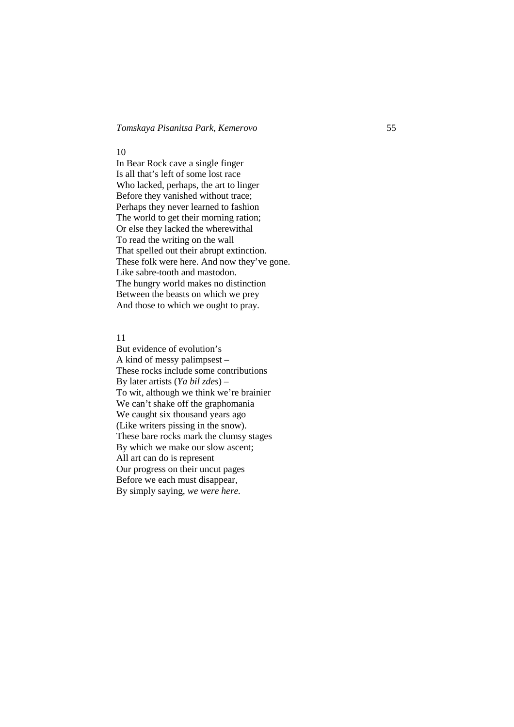10

In Bear Rock cave a single finger  
Is all that's left of some lost race  
Who lacked, perhaps, the art to linger  
Before they vanished without trace;  
Perhaps they never learned to fashion  
The world to get their morning ration;  
Or else they lacked the wherewithal  
To read the writing on the wall  
That spelled out their abrupt extinction.  
These folk were here. And now they've gone.  
Like sabre-tooth and mastodon.  
The hungry world makes no distinction  
Between the beasts on which we prey  
And those to which we ought to pray.

11

But evidence of evolution's  
A kind of messy palimpsest –  
These rocks include some contributions  
By later artists (*Ya bil zdes*) –  
To wit, although we think we're brainier  
We can't shake off the graphomania  
We caught six thousand years ago  
(Like writers pissing in the snow).  
These bare rocks mark the clumsy stages  
By which we make our slow ascent;  
All art can do is represent  
Our progress on their uncut pages  
Before we each must disappear,  
By simply saying, *we were here.*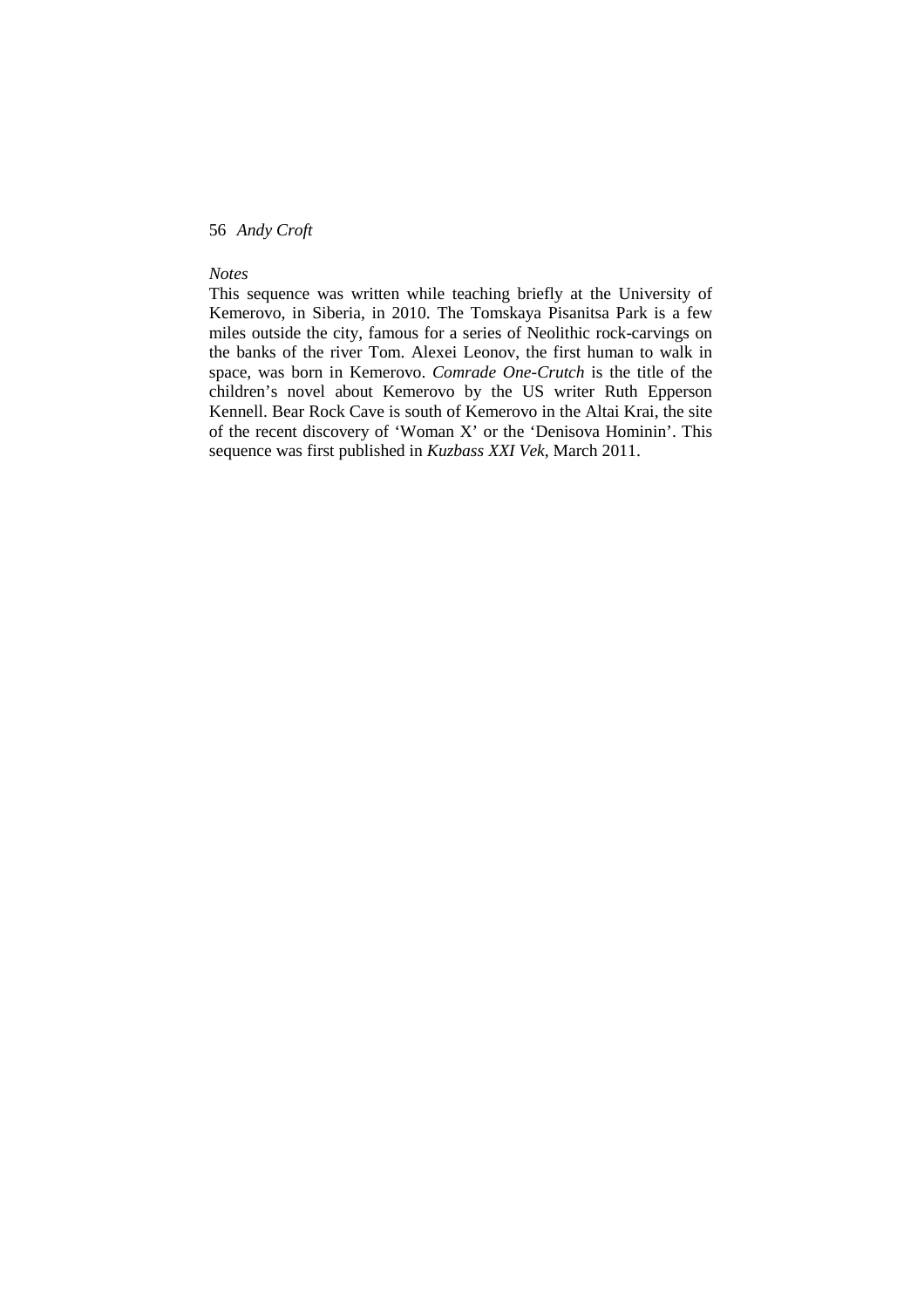*Notes*

This sequence was written while teaching briefly at the University of Kemerovo, in Siberia, in 2010. The Tomskaya Pisanitsa Park is a few miles outside the city, famous for a series of Neolithic rock-carvings on the banks of the river Tom. Alexei Leonov, the first human to walk in space, was born in Kemerovo. *Comrade One-Crutch* is the title of the children's novel about Kemerovo by the US writer Ruth Epperson Kennell. Bear Rock Cave is south of Kemerovo in the Altai Krai, the site of the recent discovery of 'Woman X' or the 'Denisova Hominin'. This sequence was first published in *Kuzbass XXI Vek*, March 2011.